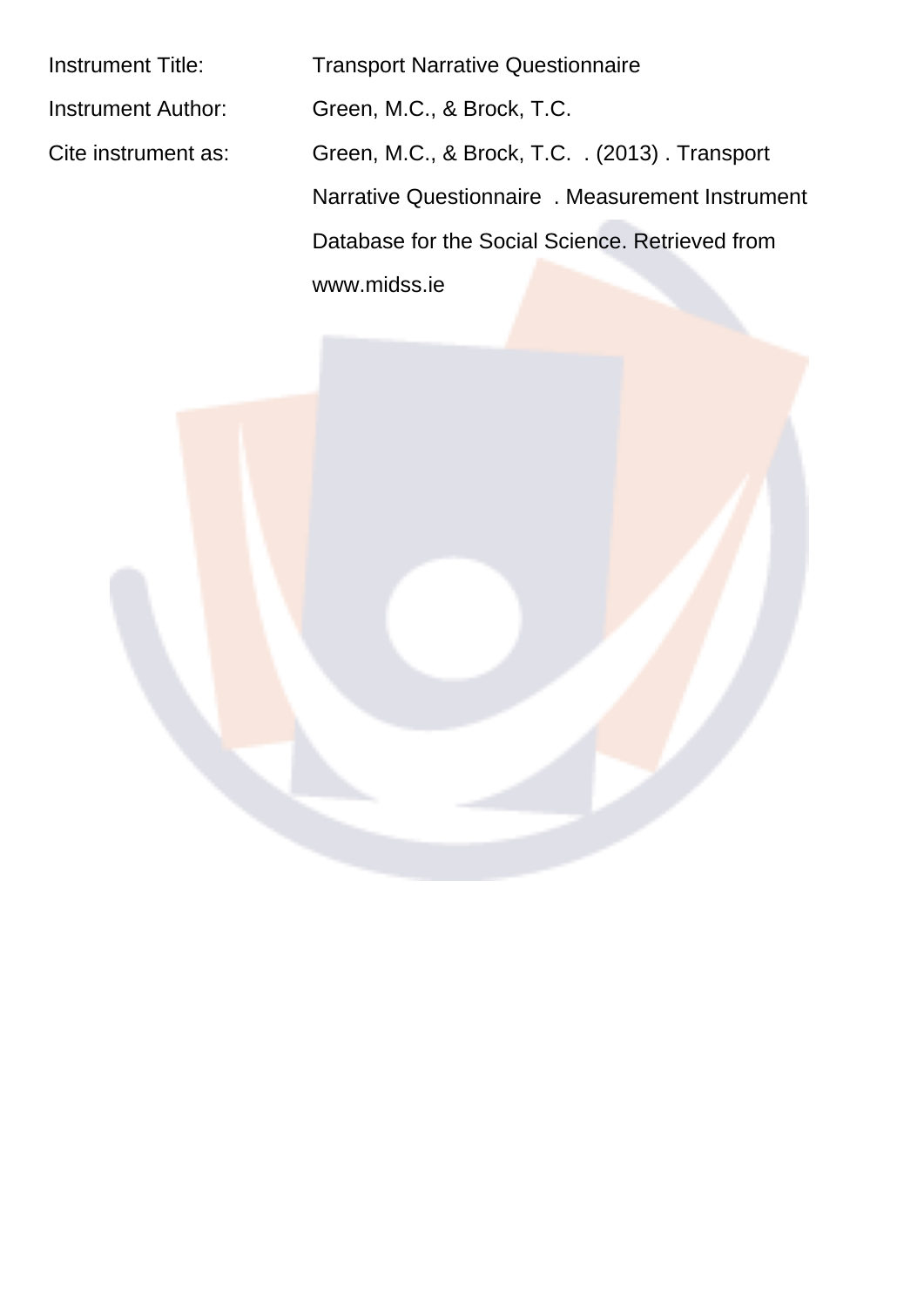Instrument Title: Transport Narrative Questionnaire

Instrument Author: Green, M.C., & Brock, T.C.

Cite instrument as: Green, M.C., & Brock, T.C. . (2013) . Transport Narrative Questionnaire . Measurement Instrument Database for the Social Science. Retrieved from www.midss.ie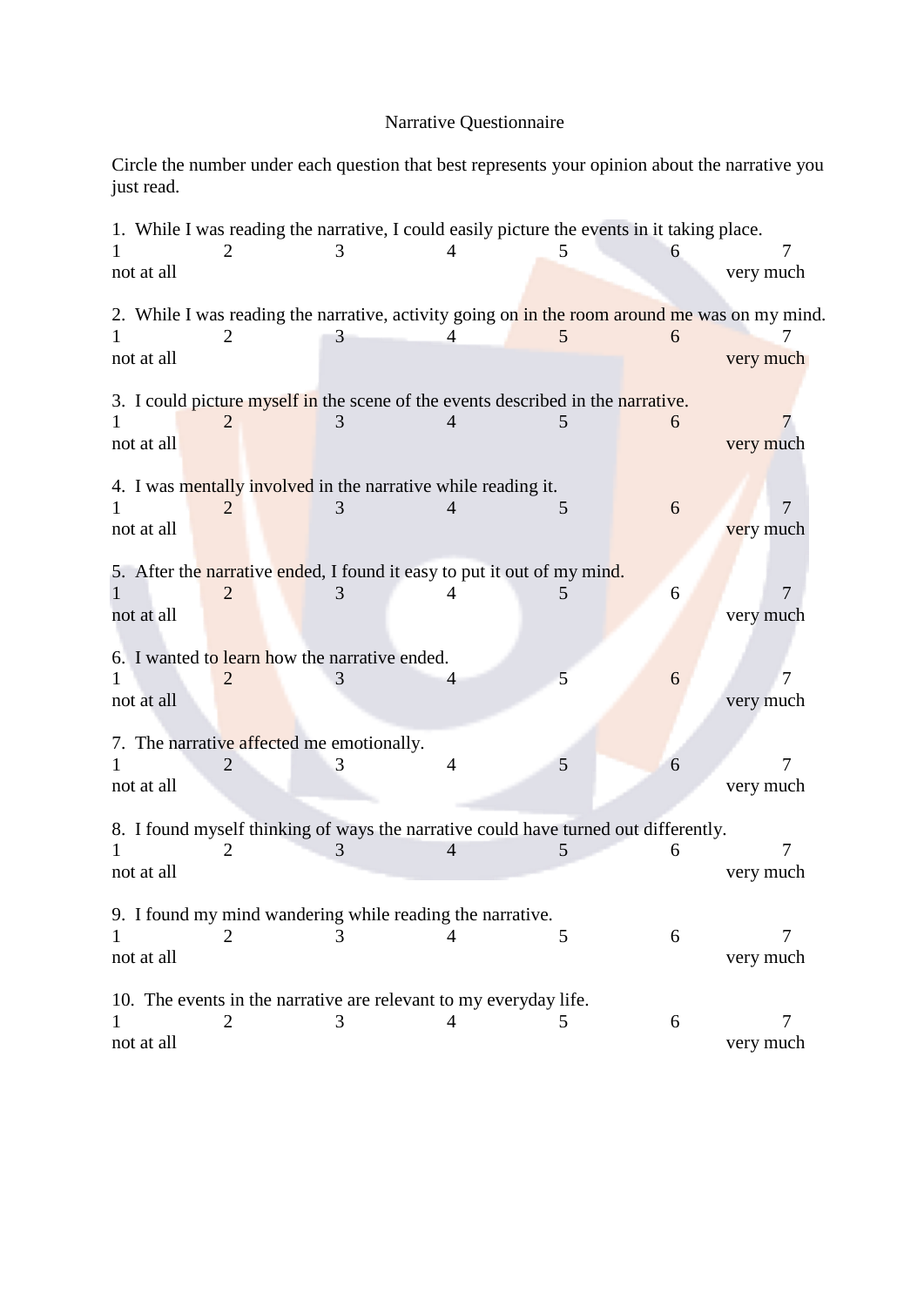# Narrative Questionnaire

Circle the number under each question that best represents your opinion about the narrative you just read.

1. While I was reading the narrative, I could easily picture the events in it taking place.

| 1 | 2 | 3 | 4 | 5 | 6 | 7 |
|---|---|---|---|---|---|---|
| not at all | | | | | | very much |

2. While I was reading the narrative, activity going on in the room around me was on my mind.

| 1 | 2 | 3 | 4 | 5 | 6 | 7 |
|---|---|---|---|---|---|---|
| not at all | | | | | | very much |

3. I could picture myself in the scene of the events described in the narrative.

| 1 | 2 | 3 | 4 | 5 | 6 | 7 |
|---|---|---|---|---|---|---|
| not at all | | | | | | very much |

4. I was mentally involved in the narrative while reading it.

| 1 | 2 | 3 | 4 | 5 | 6 | 7 |
|---|---|---|---|---|---|---|
| not at all | | | | | | very much |

5. After the narrative ended, I found it easy to put it out of my mind.

| 1 | 2 | 3 | 4 | 5 | 6 | 7 |
|---|---|---|---|---|---|---|
| not at all | | | | | | very much |

6. I wanted to learn how the narrative ended.

| 1 | 2 | 3 | 4 | 5 | 6 | 7 |
|---|---|---|---|---|---|---|
| not at all | | | | | | very much |

7. The narrative affected me emotionally.

| 1 | 2 | 3 | 4 | 5 | 6 | 7 |
|---|---|---|---|---|---|---|
| not at all | | | | | | very much |

8. I found myself thinking of ways the narrative could have turned out differently.

| 1 | 2 | 3 | 4 | 5 | 6 | 7 |
|---|---|---|---|---|---|---|
| not at all | | | | | | very much |

9. I found my mind wandering while reading the narrative.

| 1 | 2 | 3 | 4 | 5 | 6 | 7 |
|---|---|---|---|---|---|---|
| not at all | | | | | | very much |

10. The events in the narrative are relevant to my everyday life.

| 1 | 2 | 3 | 4 | 5 | 6 | 7 |
|---|---|---|---|---|---|---|
| not at all | | | | | | very much |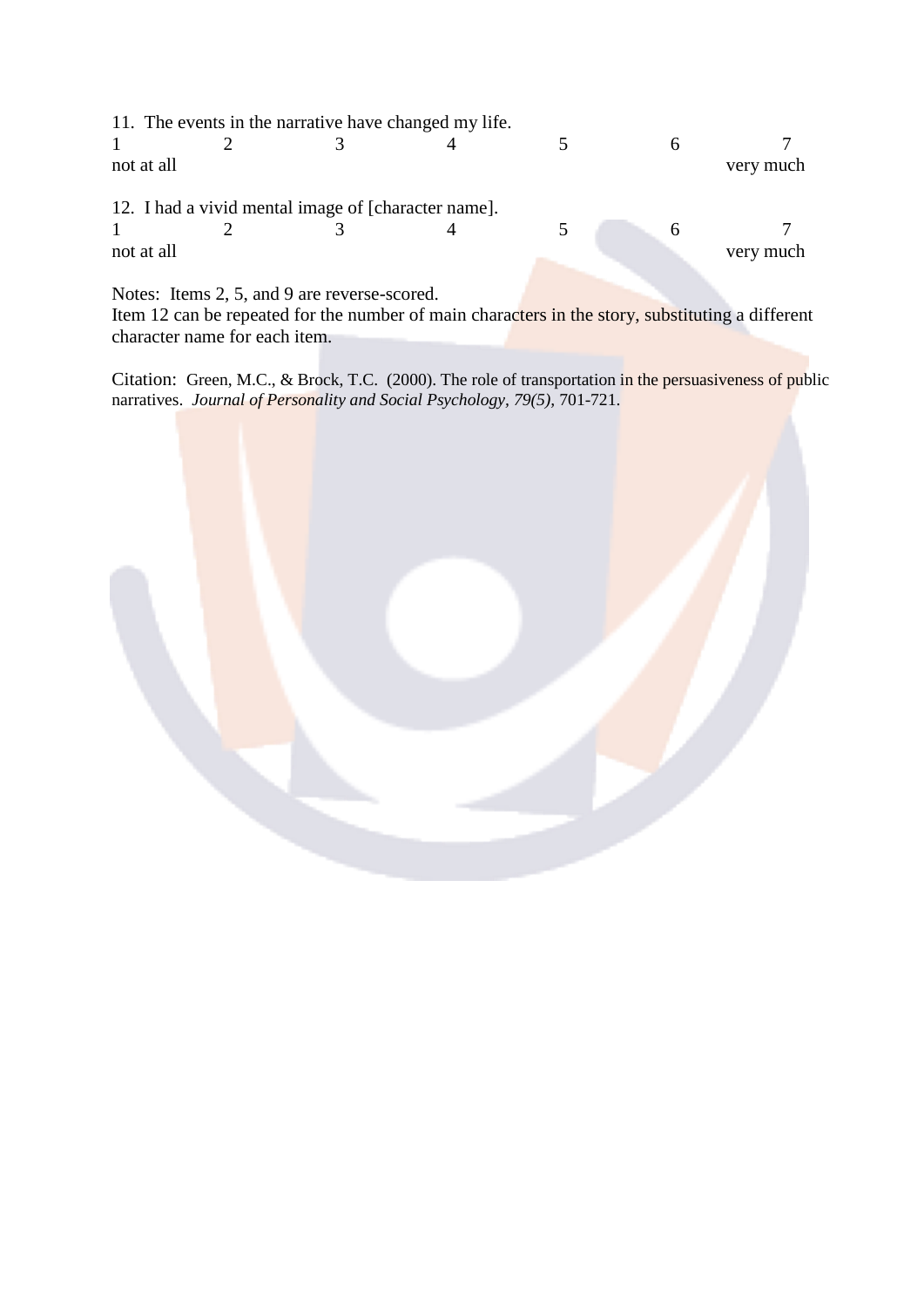11. The events in the narrative have changed my life.

| | | | | | | |
|---|---|---|---|---|---|---|
| 1 | 2 | 3 | 4 | 5 | 6 | 7 |
| not at all | | | | | | very much |

12. I had a vivid mental image of [character name].

| | | | | | | |
|---|---|---|---|---|---|---|
| 1 | 2 | 3 | 4 | 5 | 6 | 7 |
| not at all | | | | | | very much |

Notes: Items 2, 5, and 9 are reverse-scored.
Item 12 can be repeated for the number of main characters in the story, substituting a different character name for each item.

Citation: Green, M.C., & Brock, T.C. (2000). The role of transportation in the persuasiveness of public narratives. *Journal of Personality and Social Psychology, 79(5)*, 701-721.